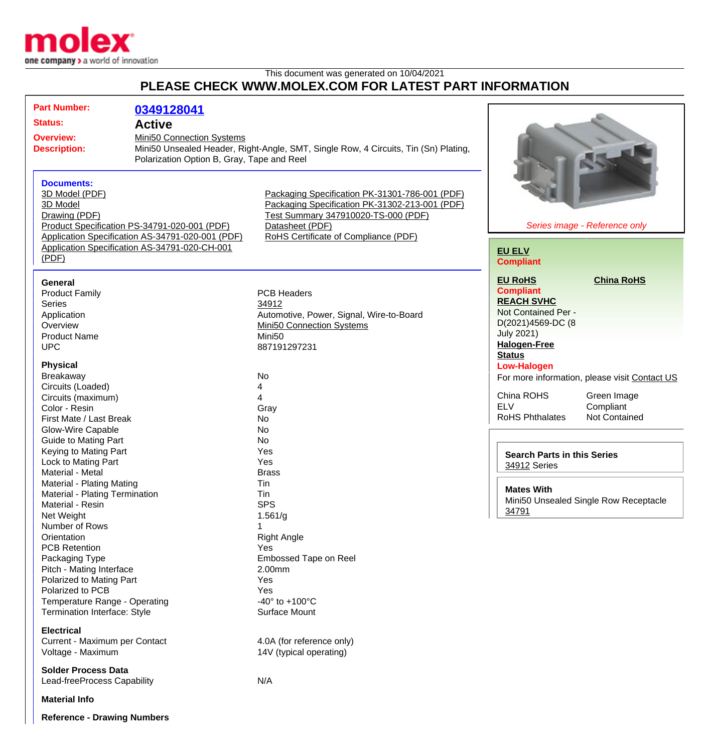This document was generated on 10/04/2021

# PLEASE CHECK WWW.MOLEX.COM FOR LATEST PART INFORMATION

**Part Number:** 0349128041

**Status:** Active

**Overview:** Mini50 Connection Systems

**Description:** Mini50 Unsealed Header, Right-Angle, SMT, Single Row, 4 Circuits, Tin (Sn) Plating, Polarization Option B, Gray, Tape and Reel

**Documents:**

- 3D Model (PDF)
- 3D Model
- Drawing (PDF)
- Product Specification PS-34791-020-001 (PDF)
- Application Specification AS-34791-020-001 (PDF)
- Application Specification AS-34791-020-CH-001 (PDF)
- Packaging Specification PK-31301-786-001 (PDF)
- Packaging Specification PK-31302-213-001 (PDF)
- Test Summary 347910020-TS-000 (PDF)
- Datasheet (PDF)
- RoHS Certificate of Compliance (PDF)

### General

| | |
|---|---|
| Product Family | PCB Headers |
| Series | 34912 |
| Application | Automotive, Power, Signal, Wire-to-Board |
| Overview | Mini50 Connection Systems |
| Product Name | Mini50 |
| UPC | 887191297231 |

### Physical

| | |
|---|---|
| Breakaway | No |
| Circuits (Loaded) | 4 |
| Circuits (maximum) | 4 |
| Color - Resin | Gray |
| First Mate / Last Break | No |
| Glow-Wire Capable | No |
| Guide to Mating Part | No |
| Keying to Mating Part | Yes |
| Lock to Mating Part | Yes |
| Material - Metal | Brass |
| Material - Plating Mating | Tin |
| Material - Plating Termination | Tin |
| Material - Resin | SPS |
| Net Weight | 1.561/g |
| Number of Rows | 1 |
| Orientation | Right Angle |
| PCB Retention | Yes |
| Packaging Type | Embossed Tape on Reel |
| Pitch - Mating Interface | 2.00mm |
| Polarized to Mating Part | Yes |
| Polarized to PCB | Yes |
| Temperature Range - Operating | -40° to +100°C |
| Termination Interface: Style | Surface Mount |

### Electrical

| | |
|---|---|
| Current - Maximum per Contact | 4.0A (for reference only) |
| Voltage - Maximum | 14V (typical operating) |

### Solder Process Data

| | |
|---|---|
| Lead-freeProcess Capability | N/A |

### Material Info

### Reference - Drawing Numbers

*Series image - Reference only*

**EU ELV**
**Compliant**

**EU RoHS**
**Compliant**

**China RoHS**

**REACH SVHC**
Not Contained Per - D(2021)4569-DC (8 July 2021)

**Halogen-Free Status**
**Low-Halogen**

For more information, please visit Contact US

| | |
|---|---|
| China ROHS | Green Image |
| ELV | Compliant |
| RoHS Phthalates | Not Contained |

**Search Parts in this Series**
34912 Series

**Mates With**
Mini50 Unsealed Single Row Receptacle 34791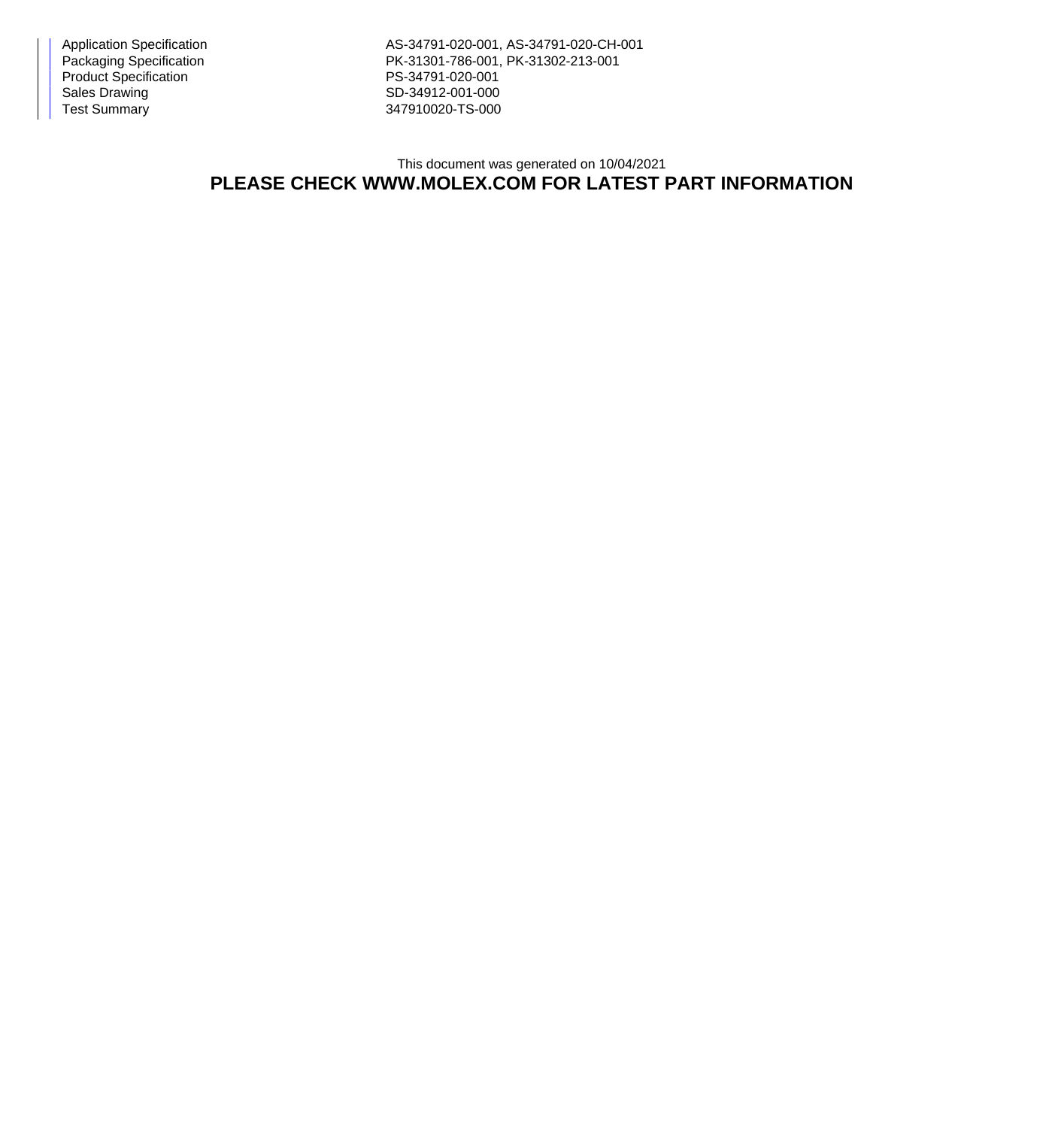| | |
|---|---|
| Application Specification | AS-34791-020-001, AS-34791-020-CH-001 |
| Packaging Specification | PK-31301-786-001, PK-31302-213-001 |
| Product Specification | PS-34791-020-001 |
| Sales Drawing | SD-34912-001-000 |
| Test Summary | 347910020-TS-000 |

This document was generated on 10/04/2021

**PLEASE CHECK WWW.MOLEX.COM FOR LATEST PART INFORMATION**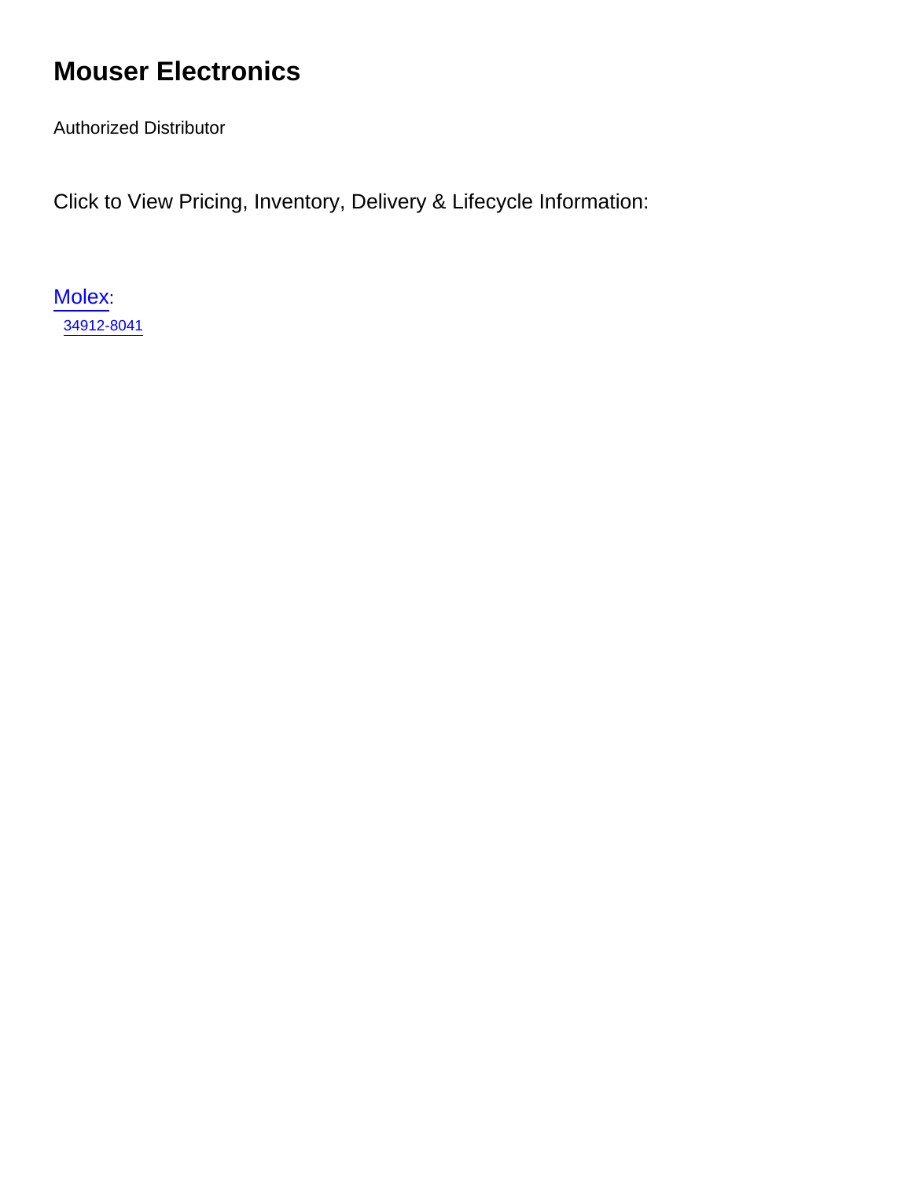# Mouser Electronics

Authorized Distributor

Click to View Pricing, Inventory, Delivery & Lifecycle Information:

Molex:

34912-8041